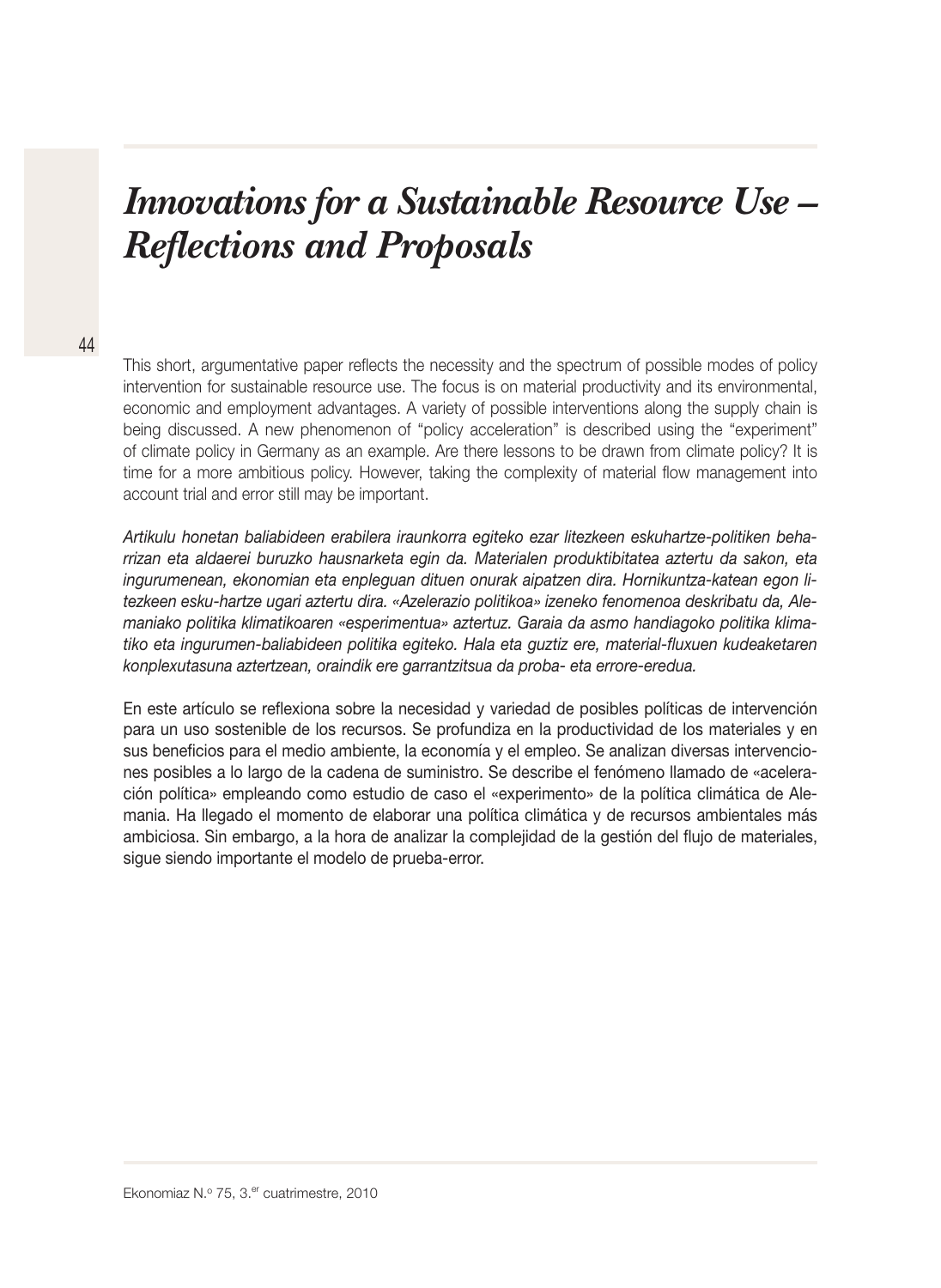# *Innovations for a Sustainable Resource Use – Reflections and Proposals*

This short, argumentative paper reflects the necessity and the spectrum of possible modes of policy intervention for sustainable resource use. The focus is on material productivity and its environmental, economic and employment advantages. A variety of possible interventions along the supply chain is being discussed. A new phenomenon of "policy acceleration" is described using the "experiment" of climate policy in Germany as an example. Are there lessons to be drawn from climate policy? It is time for a more ambitious policy. However, taking the complexity of material flow management into account trial and error still may be important.

*Artikulu honetan baliabideen erabilera iraunkorra egiteko ezar litezkeen eskuhartze-politiken beharrizan eta aldaerei buruzko hausnarketa egin da. Materialen produktibitatea aztertu da sakon, eta ingurumenean, ekonomian eta enpleguan dituen onurak aipatzen dira. Hornikuntza-katean egon litezkeen esku-hartze ugari aztertu dira. «Azelerazio politikoa» izeneko fenomenoa deskribatu da, Alemaniako politika klimatikoaren «esperimentua» aztertuz. Garaia da asmo handiagoko politika klimatiko eta ingurumen-baliabideen politika egiteko. Hala eta guztiz ere, material-fluxuen kudeaketaren konplexutasuna aztertzean, oraindik ere garrantzitsua da proba- eta errore-eredua.*

En este artículo se reflexiona sobre la necesidad y variedad de posibles políticas de intervención para un uso sostenible de los recursos. Se profundiza en la productividad de los materiales y en sus beneficios para el medio ambiente, la economía y el empleo. Se analizan diversas intervenciones posibles a lo largo de la cadena de suministro. Se describe el fenómeno llamado de «aceleración política» empleando como estudio de caso el «experimento» de la política climática de Alemania. Ha llegado el momento de elaborar una política climática y de recursos ambientales más ambiciosa. Sin embargo, a la hora de analizar la complejidad de la gestión del flujo de materiales, sigue siendo importante el modelo de prueba-error.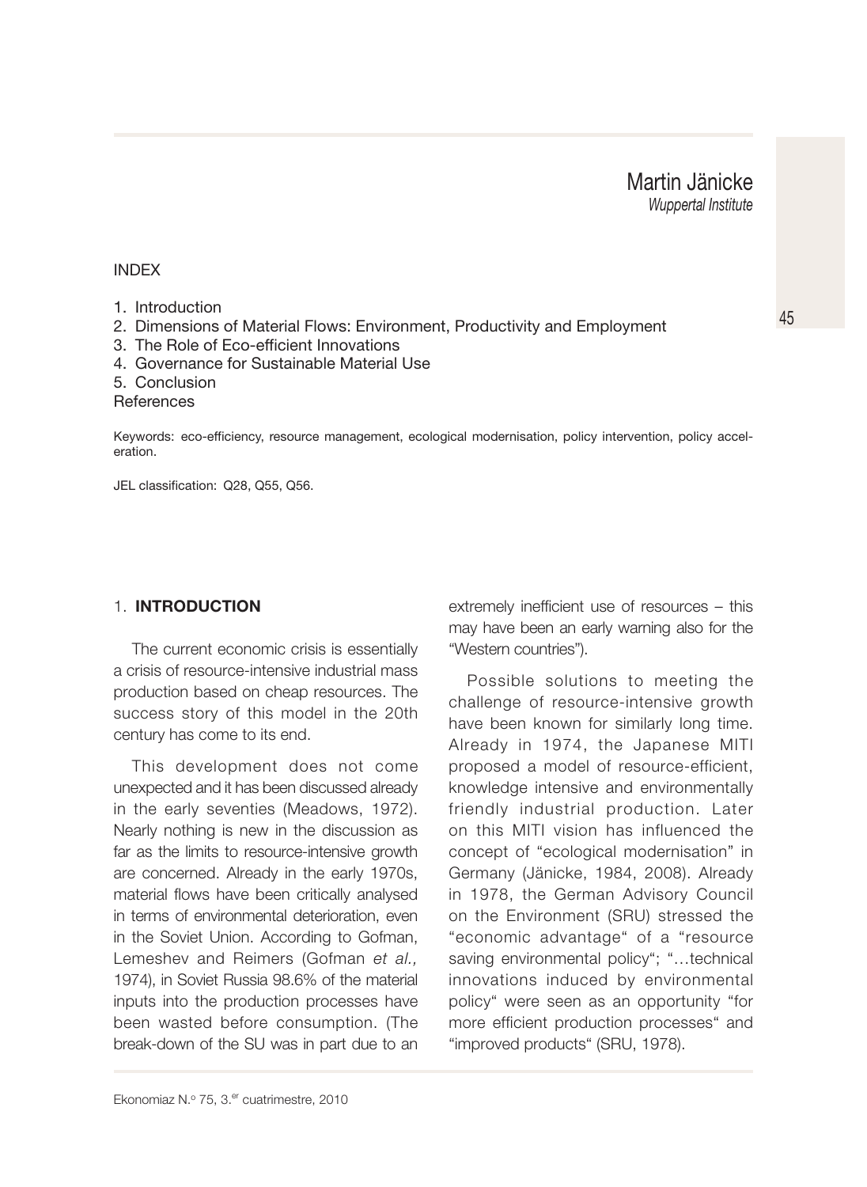Martin Jänicke

*Wuppertal Institute*

INDEX

1. Introduction
2. Dimensions of Material Flows: Environment, Productivity and Employment
3. The Role of Eco-efficient Innovations
4. Governance for Sustainable Material Use
5. Conclusion

References

Keywords: eco-efficiency, resource management, ecological modernisation, policy intervention, policy acceleration.

JEL classification: Q28, Q55, Q56.

## 1. INTRODUCTION

The current economic crisis is essentially a crisis of resource-intensive industrial mass production based on cheap resources. The success story of this model in the 20th century has come to its end.

This development does not come unexpected and it has been discussed already in the early seventies (Meadows, 1972). Nearly nothing is new in the discussion as far as the limits to resource-intensive growth are concerned. Already in the early 1970s, material flows have been critically analysed in terms of environmental deterioration, even in the Soviet Union. According to Gofman, Lemeshev and Reimers (Gofman *et al.,* 1974), in Soviet Russia 98.6% of the material inputs into the production processes have been wasted before consumption. (The break-down of the SU was in part due to an extremely inefficient use of resources – this may have been an early warning also for the "Western countries").

Possible solutions to meeting the challenge of resource-intensive growth have been known for similarly long time. Already in 1974, the Japanese MITI proposed a model of resource-efficient, knowledge intensive and environmentally friendly industrial production. Later on this MITI vision has influenced the concept of "ecological modernisation" in Germany (Jänicke, 1984, 2008). Already in 1978, the German Advisory Council on the Environment (SRU) stressed the "economic advantage" of a "resource saving environmental policy"; "…technical innovations induced by environmental policy" were seen as an opportunity "for more efficient production processes" and "improved products" (SRU, 1978).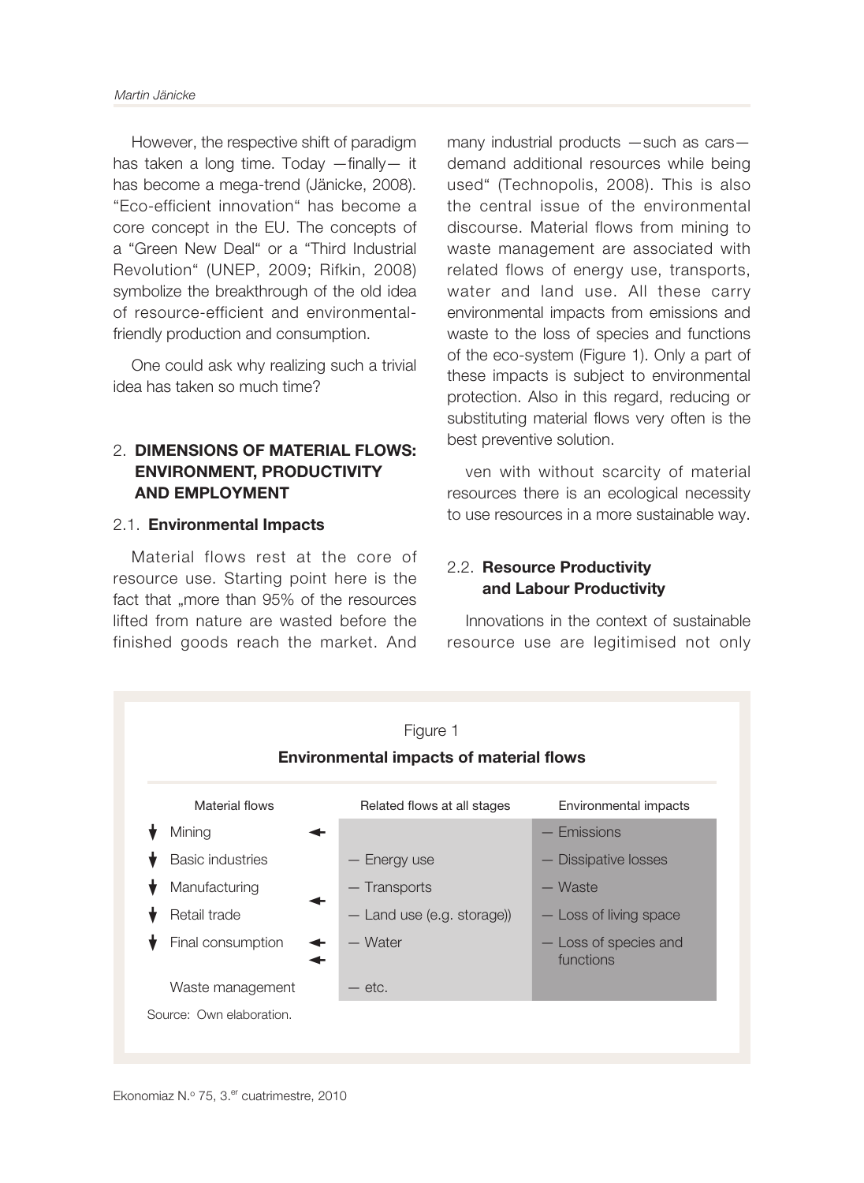However, the respective shift of paradigm has taken a long time. Today —finally— it has become a mega-trend (Jänicke, 2008). "Eco-efficient innovation" has become a core concept in the EU. The concepts of a "Green New Deal" or a "Third Industrial Revolution" (UNEP, 2009; Rifkin, 2008) symbolize the breakthrough of the old idea of resource-efficient and environmental-friendly production and consumption.

One could ask why realizing such a trivial idea has taken so much time?

## 2. DIMENSIONS OF MATERIAL FLOWS: ENVIRONMENT, PRODUCTIVITY AND EMPLOYMENT

### 2.1. Environmental Impacts

Material flows rest at the core of resource use. Starting point here is the fact that „more than 95% of the resources lifted from nature are wasted before the finished goods reach the market. And many industrial products —such as cars— demand additional resources while being used" (Technopolis, 2008). This is also the central issue of the environmental discourse. Material flows from mining to waste management are associated with related flows of energy use, transports, water and land use. All these carry environmental impacts from emissions and waste to the loss of species and functions of the eco-system (Figure 1). Only a part of these impacts is subject to environmental protection. Also in this regard, reducing or substituting material flows very often is the best preventive solution.

ven with without scarcity of material resources there is an ecological necessity to use resources in a more sustainable way.

### 2.2. Resource Productivity and Labour Productivity

Innovations in the context of sustainable resource use are legitimised not only

Figure 1

**Environmental impacts of material flows**

| Material flows | Related flows at all stages | Environmental impacts |
|---|---|---|
| Mining | | — Emissions |
| Basic industries | — Energy use | — Dissipative losses |
| Manufacturing | — Transports | — Waste |
| Retail trade | — Land use (e.g. storage)) | — Loss of living space |
| Final consumption | — Water | — Loss of species and functions |
| Waste management | — etc. | |

Source: Own elaboration.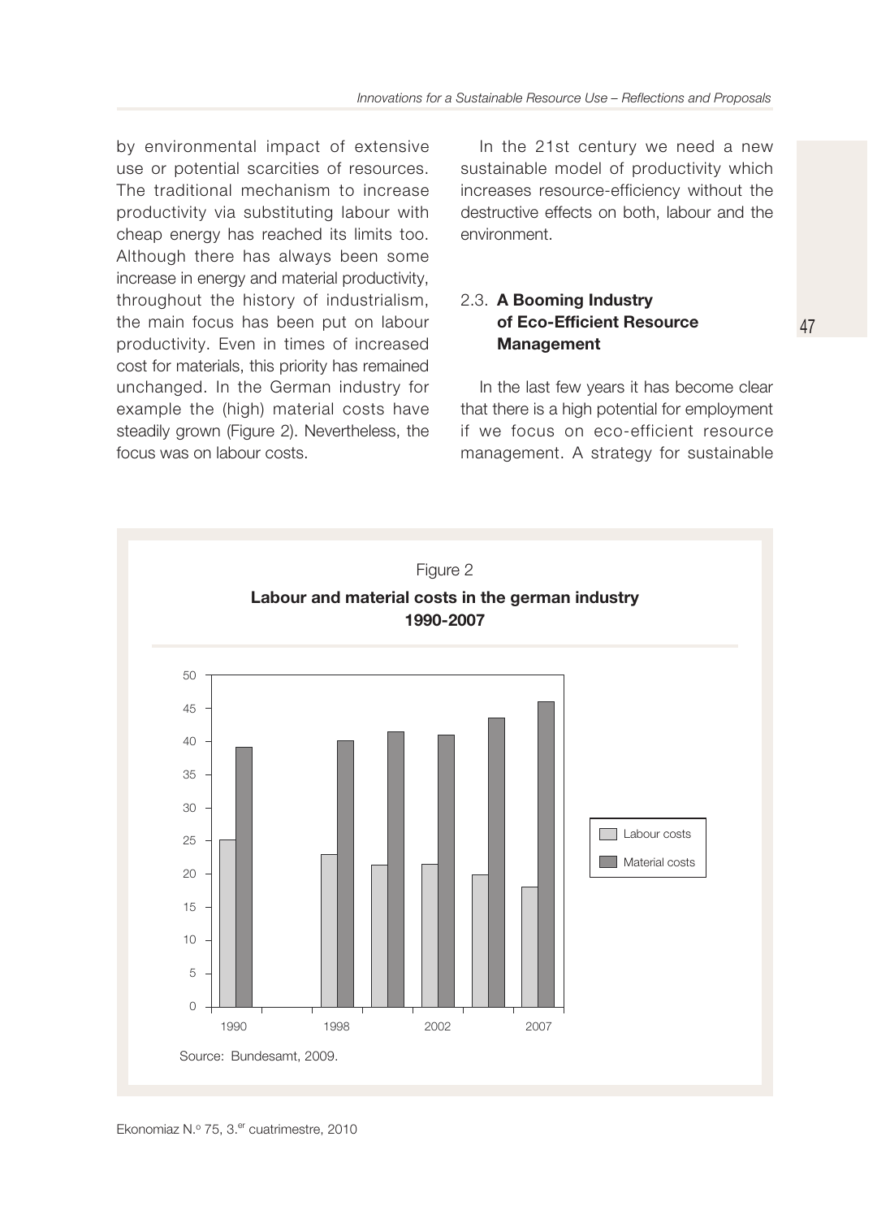by environmental impact of extensive use or potential scarcities of resources. The traditional mechanism to increase productivity via substituting labour with cheap energy has reached its limits too. Although there has always been some increase in energy and material productivity, throughout the history of industrialism, the main focus has been put on labour productivity. Even in times of increased cost for materials, this priority has remained unchanged. In the German industry for example the (high) material costs have steadily grown (Figure 2). Nevertheless, the focus was on labour costs.

In the 21st century we need a new sustainable model of productivity which increases resource-efficiency without the destructive effects on both, labour and the environment.

### 2.3. A Booming Industry of Eco-Efficient Resource Management

In the last few years it has become clear that there is a high potential for employment if we focus on eco-efficient resource management. A strategy for sustainable

Figure 2

**Labour and material costs in the german industry 1990-2007**

Source: Bundesamt, 2009.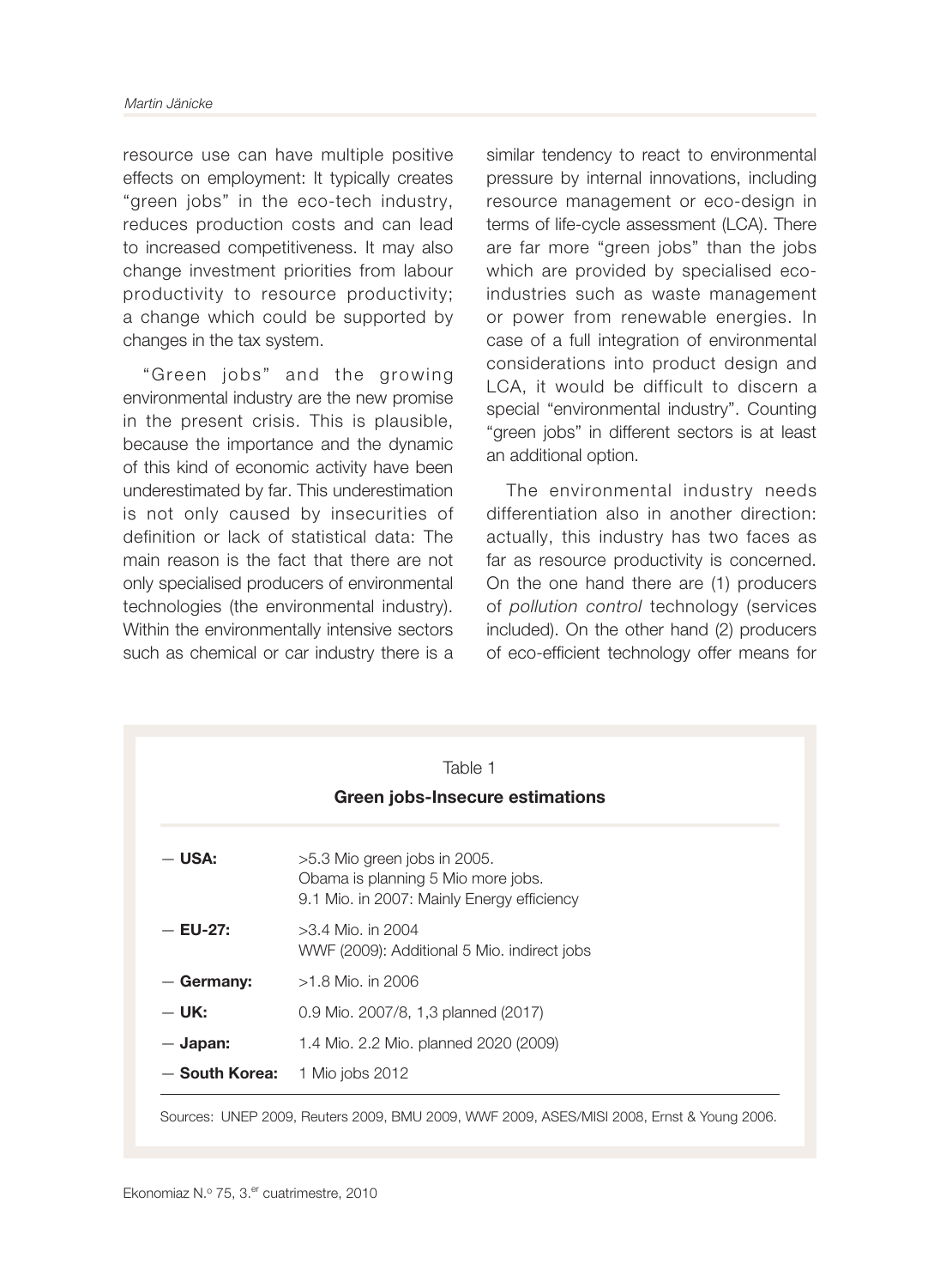resource use can have multiple positive effects on employment: It typically creates "green jobs" in the eco-tech industry, reduces production costs and can lead to increased competitiveness. It may also change investment priorities from labour productivity to resource productivity; a change which could be supported by changes in the tax system.

"Green jobs" and the growing environmental industry are the new promise in the present crisis. This is plausible, because the importance and the dynamic of this kind of economic activity have been underestimated by far. This underestimation is not only caused by insecurities of definition or lack of statistical data: The main reason is the fact that there are not only specialised producers of environmental technologies (the environmental industry). Within the environmentally intensive sectors such as chemical or car industry there is a similar tendency to react to environmental pressure by internal innovations, including resource management or eco-design in terms of life-cycle assessment (LCA). There are far more "green jobs" than the jobs which are provided by specialised eco-industries such as waste management or power from renewable energies. In case of a full integration of environmental considerations into product design and LCA, it would be difficult to discern a special "environmental industry". Counting "green jobs" in different sectors is at least an additional option.

The environmental industry needs differentiation also in another direction: actually, this industry has two faces as far as resource productivity is concerned. On the one hand there are (1) producers of *pollution control* technology (services included). On the other hand (2) producers of eco-efficient technology offer means for

Table 1

**Green jobs-Insecure estimations**

| | |
|---|---|
| — **USA:** | >5.3 Mio green jobs in 2005.<br>Obama is planning 5 Mio more jobs.<br>9.1 Mio. in 2007: Mainly Energy efficiency |
| — **EU-27:** | >3.4 Mio. in 2004<br>WWF (2009): Additional 5 Mio. indirect jobs |
| — **Germany:** | >1.8 Mio. in 2006 |
| — **UK:** | 0.9 Mio. 2007/8, 1,3 planned (2017) |
| — **Japan:** | 1.4 Mio. 2.2 Mio. planned 2020 (2009) |
| — **South Korea:** | 1 Mio jobs 2012 |

Sources: UNEP 2009, Reuters 2009, BMU 2009, WWF 2009, ASES/MISI 2008, Ernst & Young 2006.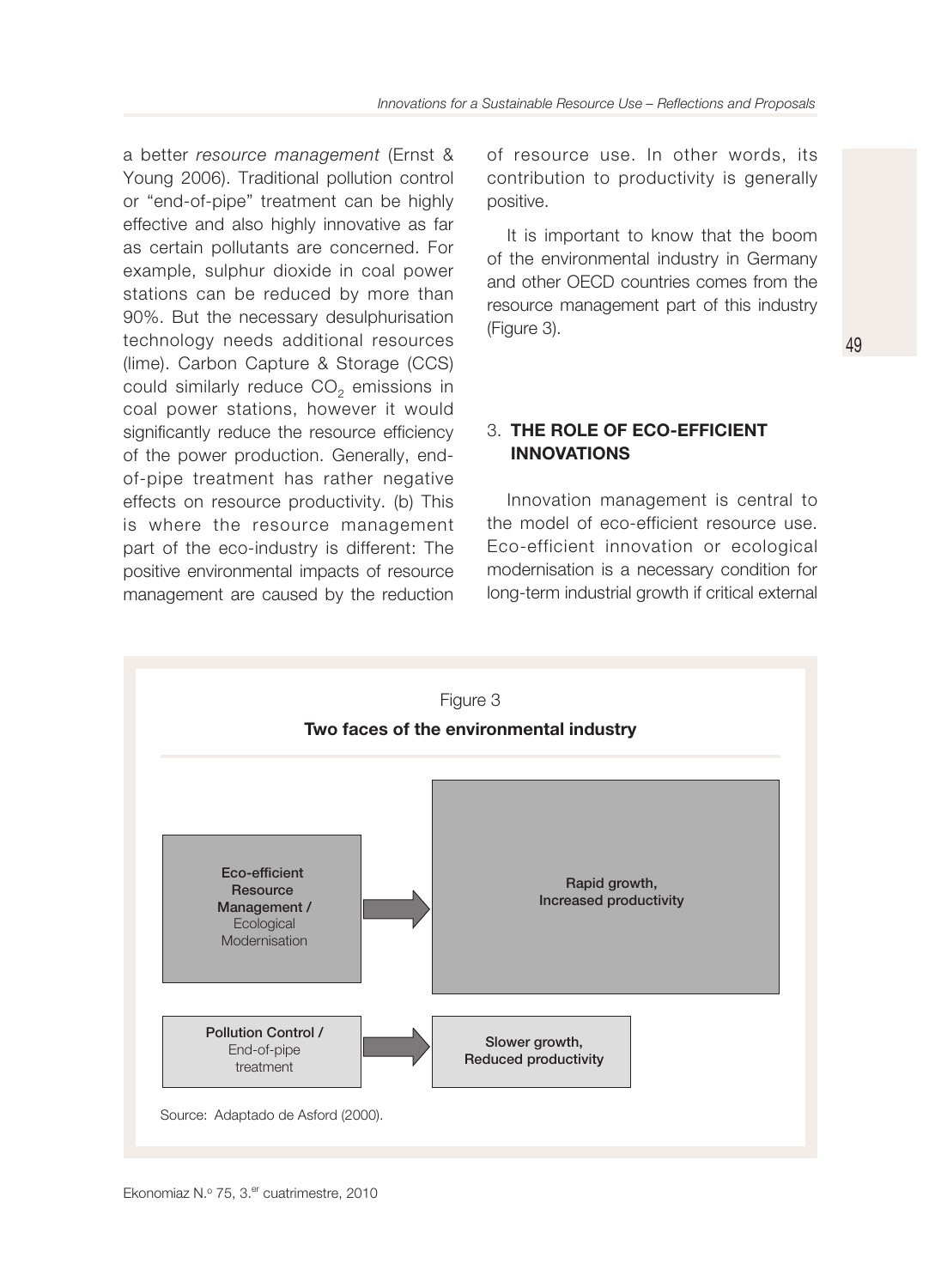a better *resource management* (Ernst & Young 2006). Traditional pollution control or "end-of-pipe" treatment can be highly effective and also highly innovative as far as certain pollutants are concerned. For example, sulphur dioxide in coal power stations can be reduced by more than 90%. But the necessary desulphurisation technology needs additional resources (lime). Carbon Capture & Storage (CCS) could similarly reduce $CO_2$ emissions in coal power stations, however it would significantly reduce the resource efficiency of the power production. Generally, end-of-pipe treatment has rather negative effects on resource productivity. (b) This is where the resource management part of the eco-industry is different: The positive environmental impacts of resource management are caused by the reduction of resource use. In other words, its contribution to productivity is generally positive.

It is important to know that the boom of the environmental industry in Germany and other OECD countries comes from the resource management part of this industry (Figure 3).

## 3. THE ROLE OF ECO-EFFICIENT INNOVATIONS

Innovation management is central to the model of eco-efficient resource use. Eco-efficient innovation or ecological modernisation is a necessary condition for long-term industrial growth if critical external

Figure 3

**Two faces of the environmental industry**

**Eco-efficient Resource Management /** Ecological Modernisation → **Rapid growth, Increased productivity**

**Pollution Control /** End-of-pipe treatment → **Slower growth, Reduced productivity**

Source: Adaptado de Asford (2000).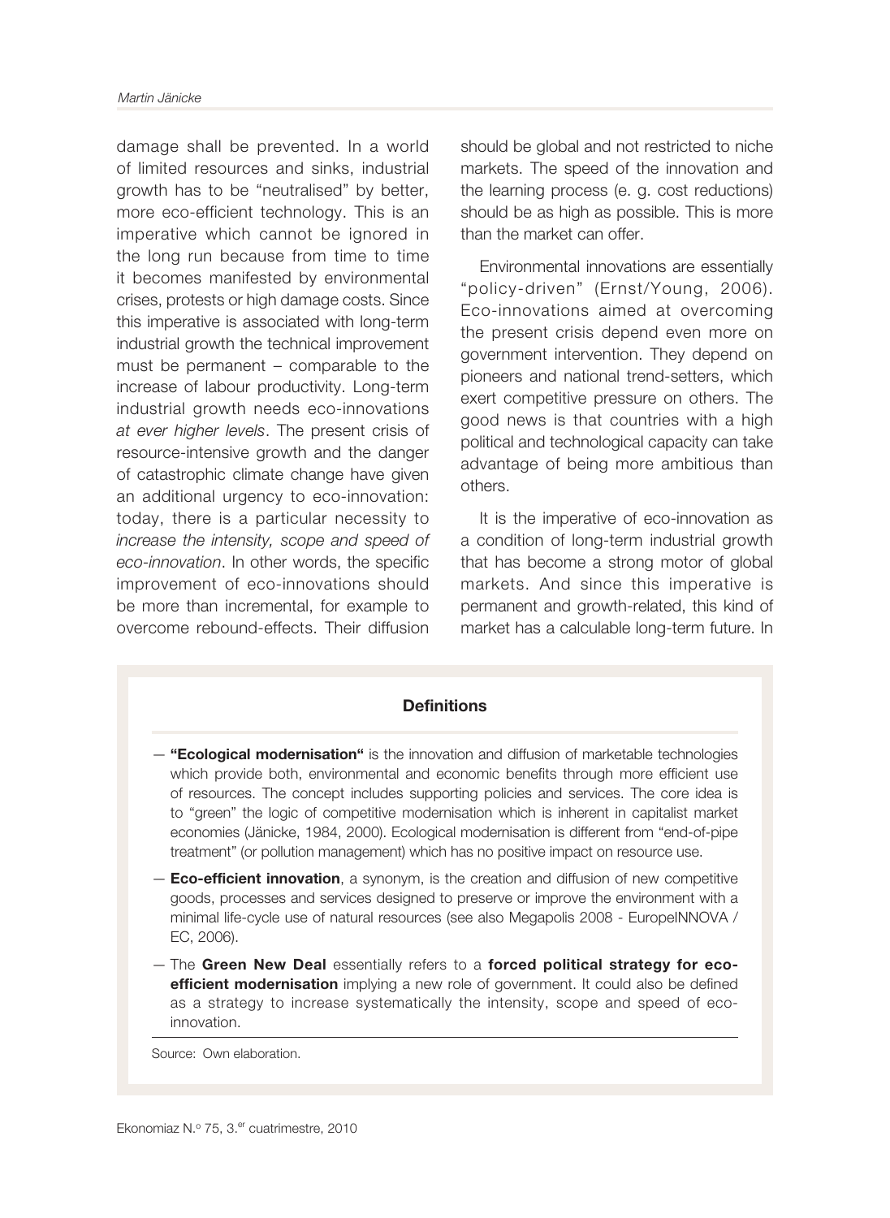damage shall be prevented. In a world of limited resources and sinks, industrial growth has to be "neutralised" by better, more eco-efficient technology. This is an imperative which cannot be ignored in the long run because from time to time it becomes manifested by environmental crises, protests or high damage costs. Since this imperative is associated with long-term industrial growth the technical improvement must be permanent – comparable to the increase of labour productivity. Long-term industrial growth needs eco-innovations *at ever higher levels*. The present crisis of resource-intensive growth and the danger of catastrophic climate change have given an additional urgency to eco-innovation: today, there is a particular necessity to *increase the intensity, scope and speed of eco-innovation*. In other words, the specific improvement of eco-innovations should be more than incremental, for example to overcome rebound-effects. Their diffusion should be global and not restricted to niche markets. The speed of the innovation and the learning process (e. g. cost reductions) should be as high as possible. This is more than the market can offer.

Environmental innovations are essentially "policy-driven" (Ernst/Young, 2006). Eco-innovations aimed at overcoming the present crisis depend even more on government intervention. They depend on pioneers and national trend-setters, which exert competitive pressure on others. The good news is that countries with a high political and technological capacity can take advantage of being more ambitious than others.

It is the imperative of eco-innovation as a condition of long-term industrial growth that has become a strong motor of global markets. And since this imperative is permanent and growth-related, this kind of market has a calculable long-term future. In

**Definitions**

— **"Ecological modernisation"** is the innovation and diffusion of marketable technologies which provide both, environmental and economic benefits through more efficient use of resources. The concept includes supporting policies and services. The core idea is to "green" the logic of competitive modernisation which is inherent in capitalist market economies (Jänicke, 1984, 2000). Ecological modernisation is different from "end-of-pipe treatment" (or pollution management) which has no positive impact on resource use.

— **Eco-efficient innovation**, a synonym, is the creation and diffusion of new competitive goods, processes and services designed to preserve or improve the environment with a minimal life-cycle use of natural resources (see also Megapolis 2008 - EuropeINNOVA / EC, 2006).

— The **Green New Deal** essentially refers to a **forced political strategy for eco-efficient modernisation** implying a new role of government. It could also be defined as a strategy to increase systematically the intensity, scope and speed of eco-innovation.

Source: Own elaboration.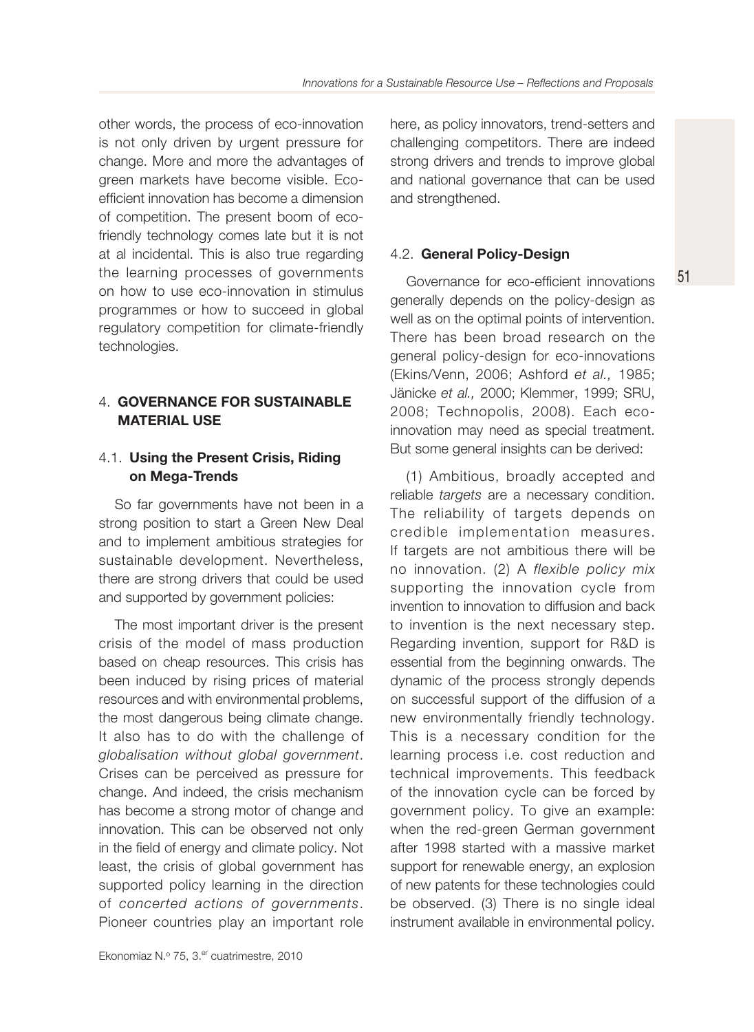other words, the process of eco-innovation is not only driven by urgent pressure for change. More and more the advantages of green markets have become visible. Eco-efficient innovation has become a dimension of competition. The present boom of eco-friendly technology comes late but it is not at al incidental. This is also true regarding the learning processes of governments on how to use eco-innovation in stimulus programmes or how to succeed in global regulatory competition for climate-friendly technologies.

## 4. GOVERNANCE FOR SUSTAINABLE MATERIAL USE

### 4.1. Using the Present Crisis, Riding on Mega-Trends

So far governments have not been in a strong position to start a Green New Deal and to implement ambitious strategies for sustainable development. Nevertheless, there are strong drivers that could be used and supported by government policies:

The most important driver is the present crisis of the model of mass production based on cheap resources. This crisis has been induced by rising prices of material resources and with environmental problems, the most dangerous being climate change. It also has to do with the challenge of *globalisation without global government*. Crises can be perceived as pressure for change. And indeed, the crisis mechanism has become a strong motor of change and innovation. This can be observed not only in the field of energy and climate policy. Not least, the crisis of global government has supported policy learning in the direction of *concerted actions of governments*. Pioneer countries play an important role here, as policy innovators, trend-setters and challenging competitors. There are indeed strong drivers and trends to improve global and national governance that can be used and strengthened.

### 4.2. General Policy-Design

Governance for eco-efficient innovations generally depends on the policy-design as well as on the optimal points of intervention. There has been broad research on the general policy-design for eco-innovations (Ekins/Venn, 2006; Ashford *et al.,* 1985; Jänicke *et al.,* 2000; Klemmer, 1999; SRU, 2008; Technopolis, 2008). Each eco-innovation may need as special treatment. But some general insights can be derived:

(1) Ambitious, broadly accepted and reliable *targets* are a necessary condition. The reliability of targets depends on credible implementation measures. If targets are not ambitious there will be no innovation. (2) A *flexible policy mix* supporting the innovation cycle from invention to innovation to diffusion and back to invention is the next necessary step. Regarding invention, support for R&D is essential from the beginning onwards. The dynamic of the process strongly depends on successful support of the diffusion of a new environmentally friendly technology. This is a necessary condition for the learning process i.e. cost reduction and technical improvements. This feedback of the innovation cycle can be forced by government policy. To give an example: when the red-green German government after 1998 started with a massive market support for renewable energy, an explosion of new patents for these technologies could be observed. (3) There is no single ideal instrument available in environmental policy.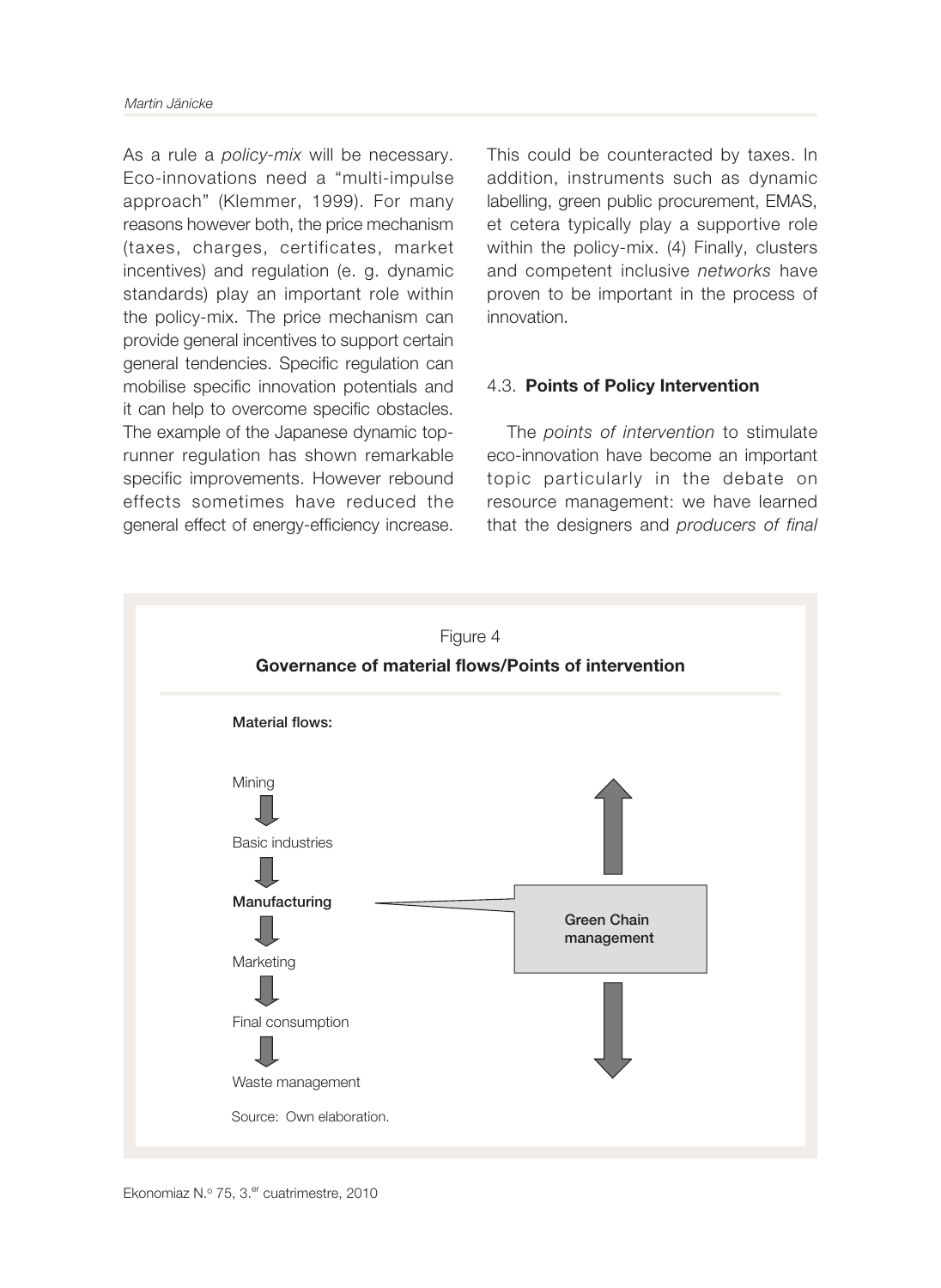As a rule a *policy-mix* will be necessary. Eco-innovations need a "multi-impulse approach" (Klemmer, 1999). For many reasons however both, the price mechanism (taxes, charges, certificates, market incentives) and regulation (e. g. dynamic standards) play an important role within the policy-mix. The price mechanism can provide general incentives to support certain general tendencies. Specific regulation can mobilise specific innovation potentials and it can help to overcome specific obstacles. The example of the Japanese dynamic top-runner regulation has shown remarkable specific improvements. However rebound effects sometimes have reduced the general effect of energy-efficiency increase. This could be counteracted by taxes. In addition, instruments such as dynamic labelling, green public procurement, EMAS, et cetera typically play a supportive role within the policy-mix. (4) Finally, clusters and competent inclusive *networks* have proven to be important in the process of innovation.

### 4.3. **Points of Policy Intervention**

The *points of intervention* to stimulate eco-innovation have become an important topic particularly in the debate on resource management: we have learned that the designers and *producers of final*

Figure 4

**Governance of material flows/Points of intervention**

**Material flows:**

Mining → Basic industries → **Manufacturing** → Marketing → Final consumption → Waste management

**Green Chain management**

Source: Own elaboration.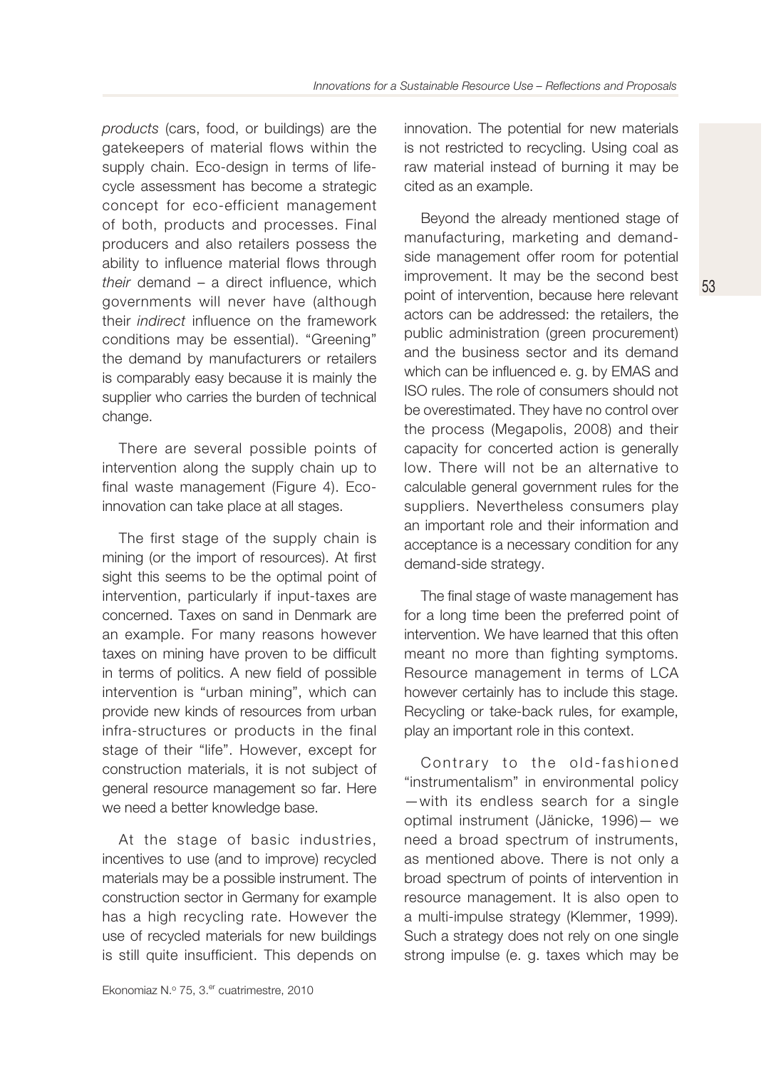*products* (cars, food, or buildings) are the gatekeepers of material flows within the supply chain. Eco-design in terms of life-cycle assessment has become a strategic concept for eco-efficient management of both, products and processes. Final producers and also retailers possess the ability to influence material flows through *their* demand – a direct influence, which governments will never have (although their *indirect* influence on the framework conditions may be essential). "Greening" the demand by manufacturers or retailers is comparably easy because it is mainly the supplier who carries the burden of technical change.

There are several possible points of intervention along the supply chain up to final waste management (Figure 4). Eco-innovation can take place at all stages.

The first stage of the supply chain is mining (or the import of resources). At first sight this seems to be the optimal point of intervention, particularly if input-taxes are concerned. Taxes on sand in Denmark are an example. For many reasons however taxes on mining have proven to be difficult in terms of politics. A new field of possible intervention is "urban mining", which can provide new kinds of resources from urban infra-structures or products in the final stage of their "life". However, except for construction materials, it is not subject of general resource management so far. Here we need a better knowledge base.

At the stage of basic industries, incentives to use (and to improve) recycled materials may be a possible instrument. The construction sector in Germany for example has a high recycling rate. However the use of recycled materials for new buildings is still quite insufficient. This depends on innovation. The potential for new materials is not restricted to recycling. Using coal as raw material instead of burning it may be cited as an example.

Beyond the already mentioned stage of manufacturing, marketing and demand-side management offer room for potential improvement. It may be the second best point of intervention, because here relevant actors can be addressed: the retailers, the public administration (green procurement) and the business sector and its demand which can be influenced e. g. by EMAS and ISO rules. The role of consumers should not be overestimated. They have no control over the process (Megapolis, 2008) and their capacity for concerted action is generally low. There will not be an alternative to calculable general government rules for the suppliers. Nevertheless consumers play an important role and their information and acceptance is a necessary condition for any demand-side strategy.

The final stage of waste management has for a long time been the preferred point of intervention. We have learned that this often meant no more than fighting symptoms. Resource management in terms of LCA however certainly has to include this stage. Recycling or take-back rules, for example, play an important role in this context.

Contrary to the old-fashioned "instrumentalism" in environmental policy —with its endless search for a single optimal instrument (Jänicke, 1996)— we need a broad spectrum of instruments, as mentioned above. There is not only a broad spectrum of points of intervention in resource management. It is also open to a multi-impulse strategy (Klemmer, 1999). Such a strategy does not rely on one single strong impulse (e. g. taxes which may be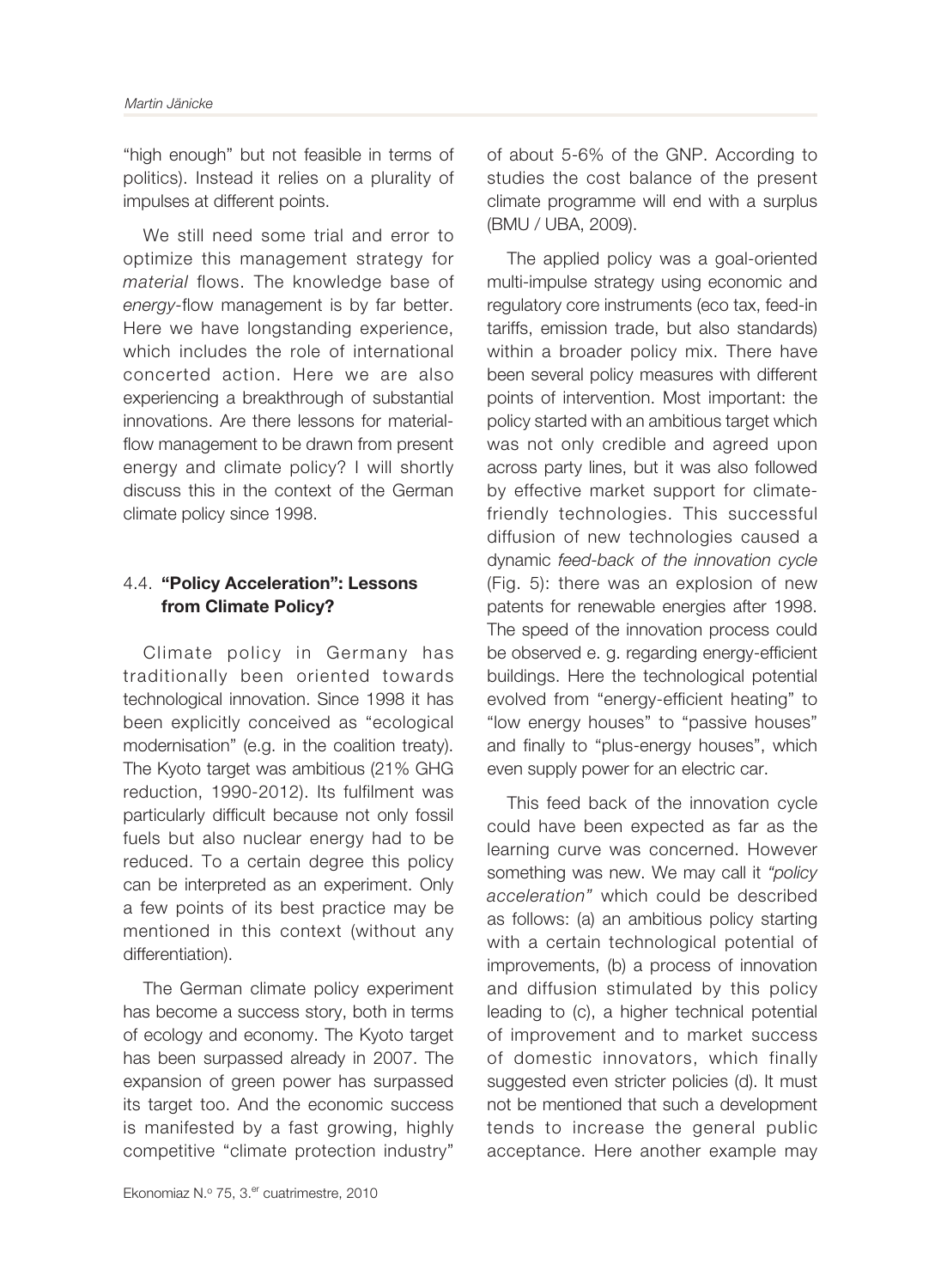"high enough" but not feasible in terms of politics). Instead it relies on a plurality of impulses at different points.

We still need some trial and error to optimize this management strategy for *material* flows. The knowledge base of *energy*-flow management is by far better. Here we have longstanding experience, which includes the role of international concerted action. Here we are also experiencing a breakthrough of substantial innovations. Are there lessons for material-flow management to be drawn from present energy and climate policy? I will shortly discuss this in the context of the German climate policy since 1998.

### 4.4. **"Policy Acceleration": Lessons from Climate Policy?**

Climate policy in Germany has traditionally been oriented towards technological innovation. Since 1998 it has been explicitly conceived as "ecological modernisation" (e.g. in the coalition treaty). The Kyoto target was ambitious (21% GHG reduction, 1990-2012). Its fulfilment was particularly difficult because not only fossil fuels but also nuclear energy had to be reduced. To a certain degree this policy can be interpreted as an experiment. Only a few points of its best practice may be mentioned in this context (without any differentiation).

The German climate policy experiment has become a success story, both in terms of ecology and economy. The Kyoto target has been surpassed already in 2007. The expansion of green power has surpassed its target too. And the economic success is manifested by a fast growing, highly competitive "climate protection industry" of about 5-6% of the GNP. According to studies the cost balance of the present climate programme will end with a surplus (BMU / UBA, 2009).

The applied policy was a goal-oriented multi-impulse strategy using economic and regulatory core instruments (eco tax, feed-in tariffs, emission trade, but also standards) within a broader policy mix. There have been several policy measures with different points of intervention. Most important: the policy started with an ambitious target which was not only credible and agreed upon across party lines, but it was also followed by effective market support for climate-friendly technologies. This successful diffusion of new technologies caused a dynamic *feed-back of the innovation cycle* (Fig. 5): there was an explosion of new patents for renewable energies after 1998. The speed of the innovation process could be observed e. g. regarding energy-efficient buildings. Here the technological potential evolved from "energy-efficient heating" to "low energy houses" to "passive houses" and finally to "plus-energy houses", which even supply power for an electric car.

This feed back of the innovation cycle could have been expected as far as the learning curve was concerned. However something was new. We may call it *"policy acceleration"* which could be described as follows: (a) an ambitious policy starting with a certain technological potential of improvements, (b) a process of innovation and diffusion stimulated by this policy leading to (c), a higher technical potential of improvement and to market success of domestic innovators, which finally suggested even stricter policies (d). It must not be mentioned that such a development tends to increase the general public acceptance. Here another example may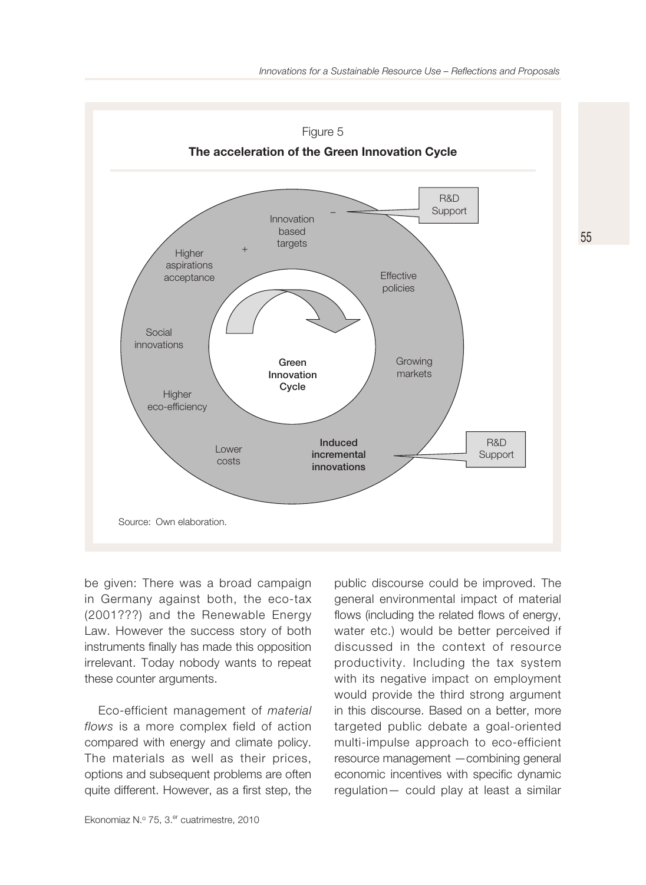Figure 5

**The acceleration of the Green Innovation Cycle**

Source: Own elaboration.

be given: There was a broad campaign in Germany against both, the eco-tax (2001???) and the Renewable Energy Law. However the success story of both instruments finally has made this opposition irrelevant. Today nobody wants to repeat these counter arguments.

Eco-efficient management of *material flows* is a more complex field of action compared with energy and climate policy. The materials as well as their prices, options and subsequent problems are often quite different. However, as a first step, the public discourse could be improved. The general environmental impact of material flows (including the related flows of energy, water etc.) would be better perceived if discussed in the context of resource productivity. Including the tax system with its negative impact on employment would provide the third strong argument in this discourse. Based on a better, more targeted public debate a goal-oriented multi-impulse approach to eco-efficient resource management —combining general economic incentives with specific dynamic regulation— could play at least a similar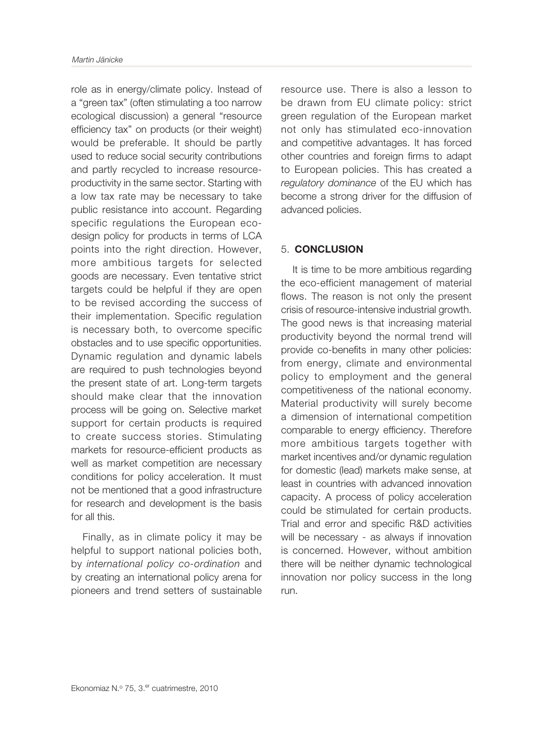role as in energy/climate policy. Instead of a "green tax" (often stimulating a too narrow ecological discussion) a general "resource efficiency tax" on products (or their weight) would be preferable. It should be partly used to reduce social security contributions and partly recycled to increase resource-productivity in the same sector. Starting with a low tax rate may be necessary to take public resistance into account. Regarding specific regulations the European eco-design policy for products in terms of LCA points into the right direction. However, more ambitious targets for selected goods are necessary. Even tentative strict targets could be helpful if they are open to be revised according the success of their implementation. Specific regulation is necessary both, to overcome specific obstacles and to use specific opportunities. Dynamic regulation and dynamic labels are required to push technologies beyond the present state of art. Long-term targets should make clear that the innovation process will be going on. Selective market support for certain products is required to create success stories. Stimulating markets for resource-efficient products as well as market competition are necessary conditions for policy acceleration. It must not be mentioned that a good infrastructure for research and development is the basis for all this.

Finally, as in climate policy it may be helpful to support national policies both, by *international policy co-ordination* and by creating an international policy arena for pioneers and trend setters of sustainable resource use. There is also a lesson to be drawn from EU climate policy: strict green regulation of the European market not only has stimulated eco-innovation and competitive advantages. It has forced other countries and foreign firms to adapt to European policies. This has created a *regulatory dominance* of the EU which has become a strong driver for the diffusion of advanced policies.

## 5. CONCLUSION

It is time to be more ambitious regarding the eco-efficient management of material flows. The reason is not only the present crisis of resource-intensive industrial growth. The good news is that increasing material productivity beyond the normal trend will provide co-benefits in many other policies: from energy, climate and environmental policy to employment and the general competitiveness of the national economy. Material productivity will surely become a dimension of international competition comparable to energy efficiency. Therefore more ambitious targets together with market incentives and/or dynamic regulation for domestic (lead) markets make sense, at least in countries with advanced innovation capacity. A process of policy acceleration could be stimulated for certain products. Trial and error and specific R&D activities will be necessary - as always if innovation is concerned. However, without ambition there will be neither dynamic technological innovation nor policy success in the long run.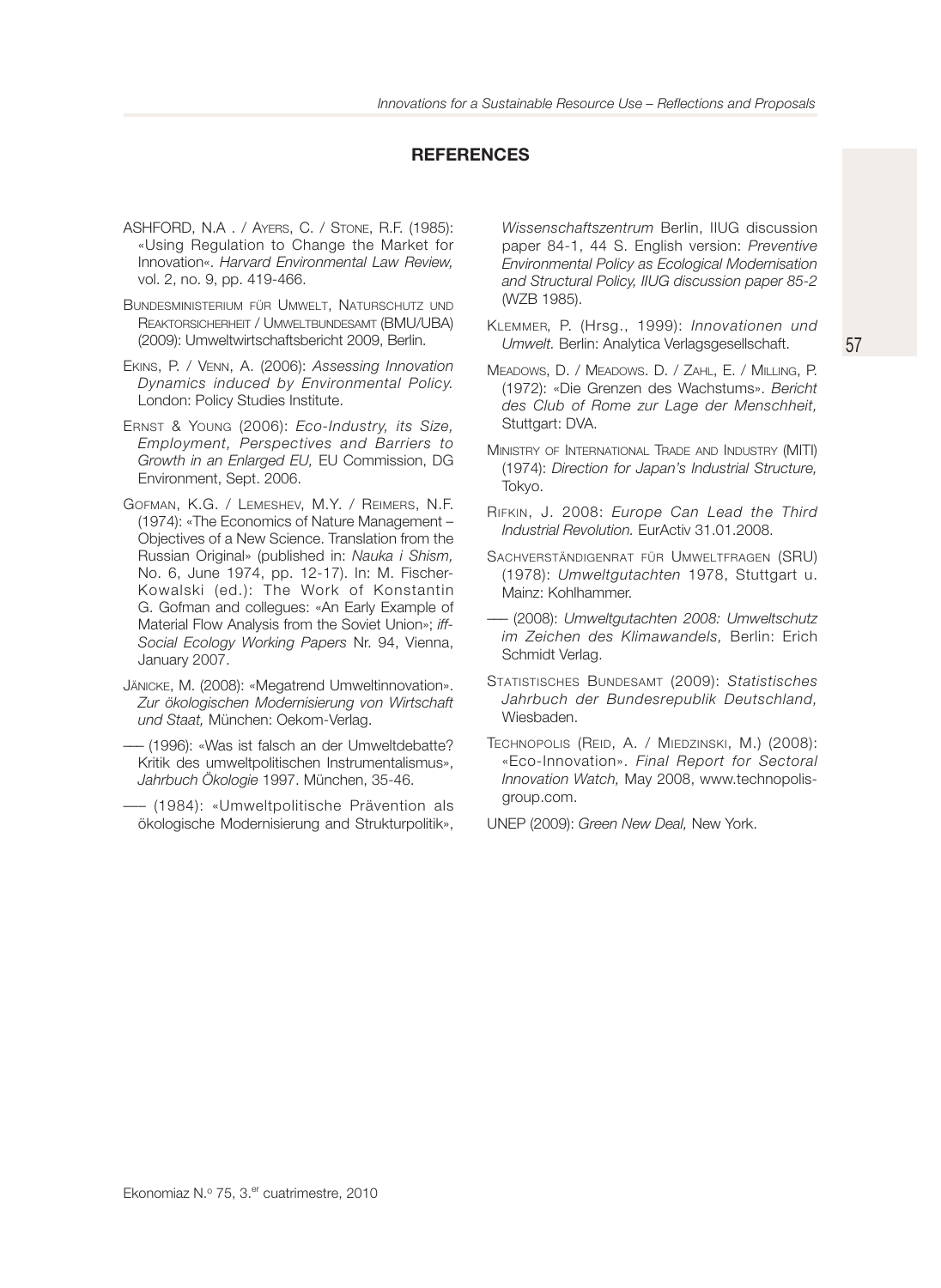## REFERENCES

ASHFORD, N.A . / AYERS, C. / STONE, R.F. (1985): «Using Regulation to Change the Market for Innovation«. *Harvard Environmental Law Review,* vol. 2, no. 9, pp. 419-466.

BUNDESMINISTERIUM FÜR UMWELT, NATURSCHUTZ UND REAKTORSICHERHEIT / UMWELTBUNDESAMT (BMU/UBA) (2009): Umweltwirtschaftsbericht 2009, Berlin.

EKINS, P. / VENN, A. (2006): *Assessing Innovation Dynamics induced by Environmental Policy.* London: Policy Studies Institute.

ERNST & YOUNG (2006): *Eco-Industry, its Size, Employment, Perspectives and Barriers to Growth in an Enlarged EU,* EU Commission, DG Environment, Sept. 2006.

GOFMAN, K.G. / LEMESHEV, M.Y. / REIMERS, N.F. (1974): «The Economics of Nature Management – Objectives of a New Science. Translation from the Russian Original» (published in: *Nauka i Shism,* No. 6, June 1974, pp. 12-17). In: M. Fischer-Kowalski (ed.): The Work of Konstantin G. Gofman and collegues: «An Early Example of Material Flow Analysis from the Soviet Union»; *iff-Social Ecology Working Papers* Nr. 94, Vienna, January 2007.

JÄNICKE, M. (2008): «Megatrend Umweltinnovation». *Zur ökologischen Modernisierung von Wirtschaft und Staat,* München: Oekom-Verlag.

—– (1996): «Was ist falsch an der Umweltdebatte? Kritik des umweltpolitischen Instrumentalismus», *Jahrbuch Ökologie* 1997. München, 35-46.

—– (1984): «Umweltpolitische Prävention als ökologische Modernisierung and Strukturpolitik», *Wissenschaftszentrum* Berlin, IIUG discussion paper 84-1, 44 S. English version: *Preventive Environmental Policy as Ecological Modernisation and Structural Policy, IIUG discussion paper 85-2* (WZB 1985).

KLEMMER, P. (Hrsg., 1999): *Innovationen und Umwelt.* Berlin: Analytica Verlagsgesellschaft.

MEADOWS, D. / MEADOWS. D. / ZAHL, E. / MILLING, P. (1972): «Die Grenzen des Wachstums». *Bericht des Club of Rome zur Lage der Menschheit,* Stuttgart: DVA.

MINISTRY OF INTERNATIONAL TRADE AND INDUSTRY (MITI) (1974): *Direction for Japan's Industrial Structure,* Tokyo.

RIFKIN, J. 2008: *Europe Can Lead the Third Industrial Revolution.* EurActiv 31.01.2008.

SACHVERSTÄNDIGENRAT FÜR UMWELTFRAGEN (SRU) (1978): *Umweltgutachten* 1978, Stuttgart u. Mainz: Kohlhammer.

—– (2008): *Umweltgutachten 2008: Umweltschutz im Zeichen des Klimawandels,* Berlin: Erich Schmidt Verlag.

STATISTISCHES BUNDESAMT (2009): *Statistisches Jahrbuch der Bundesrepublik Deutschland,* Wiesbaden.

TECHNOPOLIS (REID, A. / MIEDZINSKI, M.) (2008): «Eco-Innovation». *Final Report for Sectoral Innovation Watch,* May 2008, www.technopolis-group.com.

UNEP (2009): *Green New Deal,* New York.